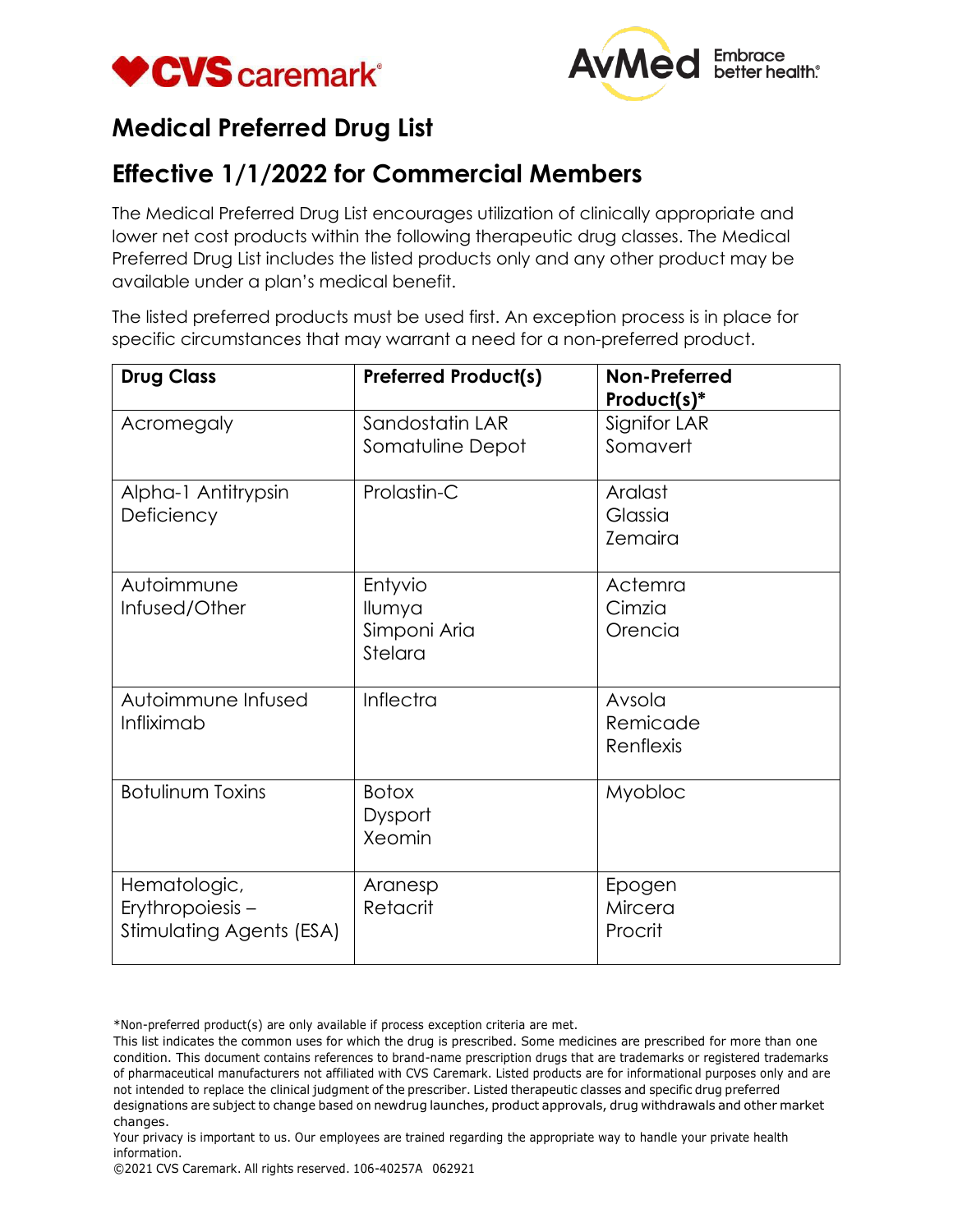# Medical Preferred Drug List

## Effective 1/1/2022 for Commercial Members

The Medical Preferred Drug List encourages utilization of clinically appropriate and lower net cost products within the following therapeutic drug classes. The Medical Preferred Drug List includes the listed products only and any other product may be available under a plan's medical benefit.

The listed preferred products must be used first. An exception process is in place for specific circumstances that may warrant a need for a non-preferred product.

| Drug Class | Preferred Product(s) | Non-Preferred Product(s)* |
|---|---|---|
| Acromegaly | Sandostatin LAR<br>Somatuline Depot | Signifor LAR<br>Somavert |
| Alpha-1 Antitrypsin Deficiency | Prolastin-C | Aralast<br>Glassia<br>Zemaira |
| Autoimmune Infused/Other | Entyvio<br>Ilumya<br>Simponi Aria<br>Stelara | Actemra<br>Cimzia<br>Orencia |
| Autoimmune Infused Infliximab | Inflectra | Avsola<br>Remicade<br>Renflexis |
| Botulinum Toxins | Botox<br>Dysport<br>Xeomin | Myobloc |
| Hematologic, Erythropoiesis – Stimulating Agents (ESA) | Aranesp<br>Retacrit | Epogen<br>Mircera<br>Procrit |

*Non-preferred product(s) are only available if process exception criteria are met.
This list indicates the common uses for which the drug is prescribed. Some medicines are prescribed for more than one condition. This document contains references to brand-name prescription drugs that are trademarks or registered trademarks of pharmaceutical manufacturers not affiliated with CVS Caremark. Listed products are for informational purposes only and are not intended to replace the clinical judgment of the prescriber. Listed therapeutic classes and specific drug preferred designations are subject to change based on newdrug launches, product approvals, drug withdrawals and other market changes.
Your privacy is important to us. Our employees are trained regarding the appropriate way to handle your private health information.
©2021 CVS Caremark. All rights reserved. 106-40257A 062921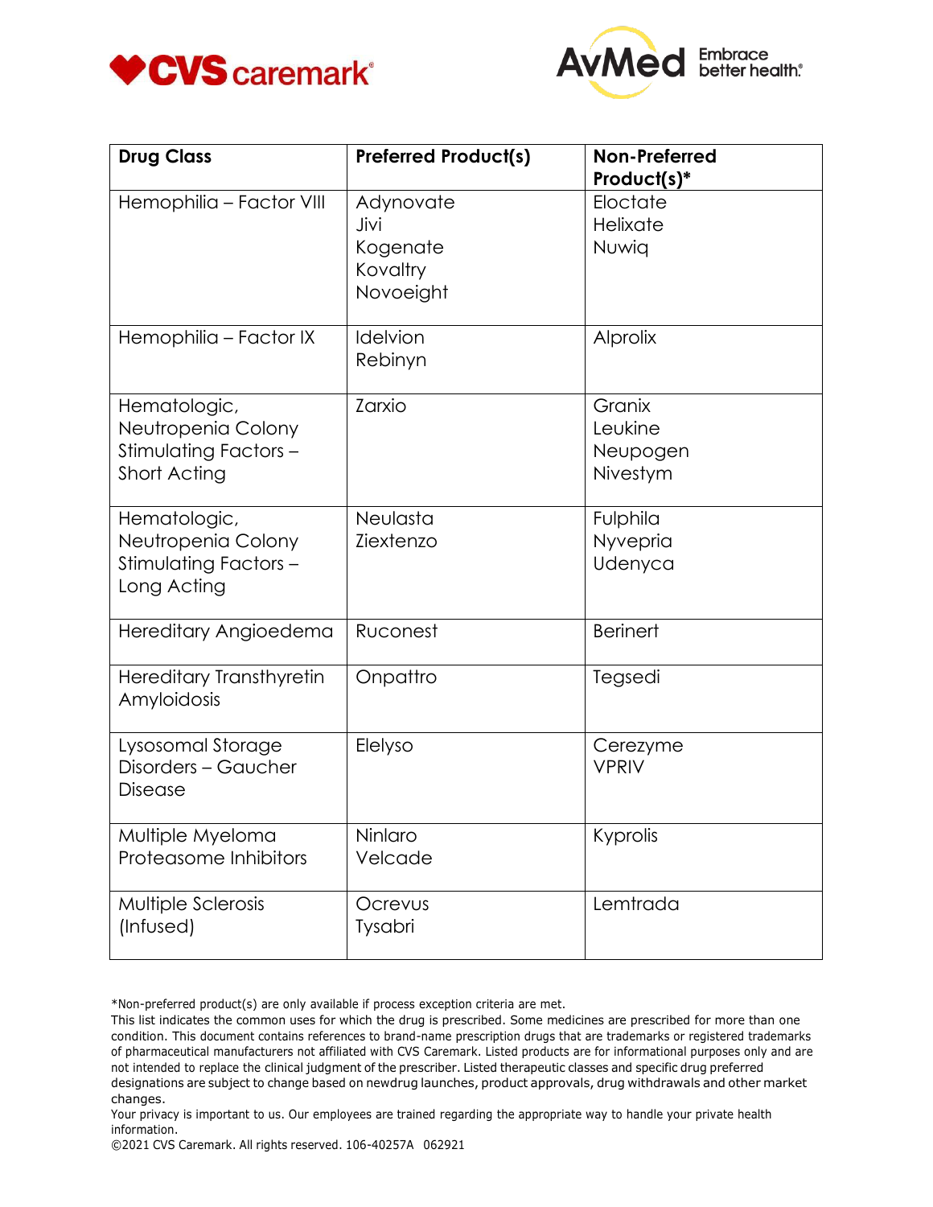| Drug Class | Preferred Product(s) | Non-Preferred Product(s)* |
|---|---|---|
| Hemophilia – Factor VIII | Adynovate<br>Jivi<br>Kogenate<br>Kovaltry<br>Novoeight | Eloctate<br>Helixate<br>Nuwiq |
| Hemophilia – Factor IX | Idelvion<br>Rebinyn | Alprolix |
| Hematologic, Neutropenia Colony Stimulating Factors – Short Acting | Zarxio | Granix<br>Leukine<br>Neupogen<br>Nivestym |
| Hematologic, Neutropenia Colony Stimulating Factors – Long Acting | Neulasta<br>Ziextenzo | Fulphila<br>Nyvepria<br>Udenyca |
| Hereditary Angioedema | Ruconest | Berinert |
| Hereditary Transthyretin Amyloidosis | Onpattro | Tegsedi |
| Lysosomal Storage Disorders – Gaucher Disease | Elelyso | Cerezyme<br>VPRIV |
| Multiple Myeloma Proteasome Inhibitors | Ninlaro<br>Velcade | Kyprolis |
| Multiple Sclerosis (Infused) | Ocrevus<br>Tysabri | Lemtrada |

*Non-preferred product(s) are only available if process exception criteria are met.

This list indicates the common uses for which the drug is prescribed. Some medicines are prescribed for more than one condition. This document contains references to brand-name prescription drugs that are trademarks or registered trademarks of pharmaceutical manufacturers not affiliated with CVS Caremark. Listed products are for informational purposes only and are not intended to replace the clinical judgment of the prescriber. Listed therapeutic classes and specific drug preferred designations are subject to change based on newdrug launches, product approvals, drug withdrawals and other market changes.

Your privacy is important to us. Our employees are trained regarding the appropriate way to handle your private health information.

©2021 CVS Caremark. All rights reserved. 106-40257A 062921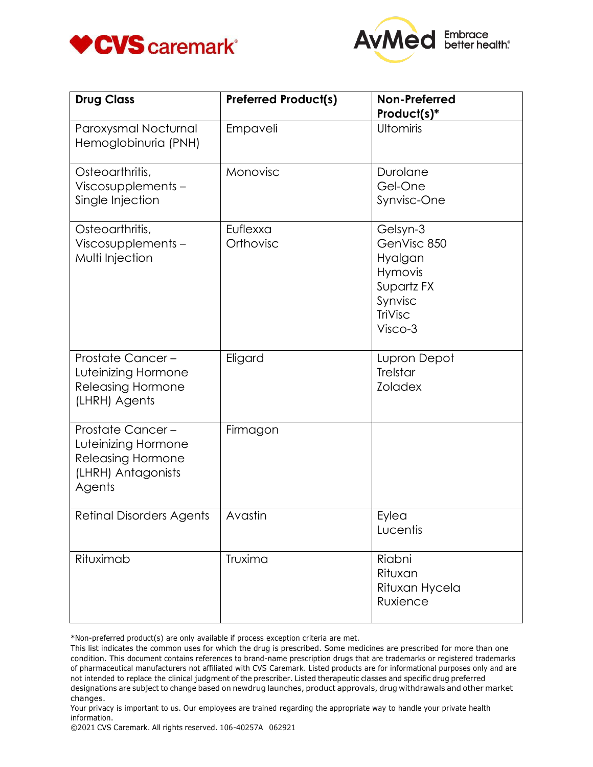| Drug Class | Preferred Product(s) | Non-Preferred Product(s)* |
|---|---|---|
| Paroxysmal Nocturnal Hemoglobinuria (PNH) | Empaveli | Ultomiris |
| Osteoarthritis, Viscosupplements – Single Injection | Monovisc | Durolane<br>Gel-One<br>Synvisc-One |
| Osteoarthritis, Viscosupplements – Multi Injection | Euflexxa<br>Orthovisc | Gelsyn-3<br>GenVisc 850<br>Hyalgan<br>Hymovis<br>Supartz FX<br>Synvisc<br>TriVisc<br>Visco-3 |
| Prostate Cancer – Luteinizing Hormone Releasing Hormone (LHRH) Agents | Eligard | Lupron Depot<br>Trelstar<br>Zoladex |
| Prostate Cancer – Luteinizing Hormone Releasing Hormone (LHRH) Antagonists Agents | Firmagon | |
| Retinal Disorders Agents | Avastin | Eylea<br>Lucentis |
| Rituximab | Truxima | Riabni<br>Rituxan<br>Rituxan Hycela<br>Ruxience |

*Non-preferred product(s) are only available if process exception criteria are met.

This list indicates the common uses for which the drug is prescribed. Some medicines are prescribed for more than one condition. This document contains references to brand-name prescription drugs that are trademarks or registered trademarks of pharmaceutical manufacturers not affiliated with CVS Caremark. Listed products are for informational purposes only and are not intended to replace the clinical judgment of the prescriber. Listed therapeutic classes and specific drug preferred designations are subject to change based on newdrug launches, product approvals, drug withdrawals and other market changes.

Your privacy is important to us. Our employees are trained regarding the appropriate way to handle your private health information.

©2021 CVS Caremark. All rights reserved. 106-40257A 062921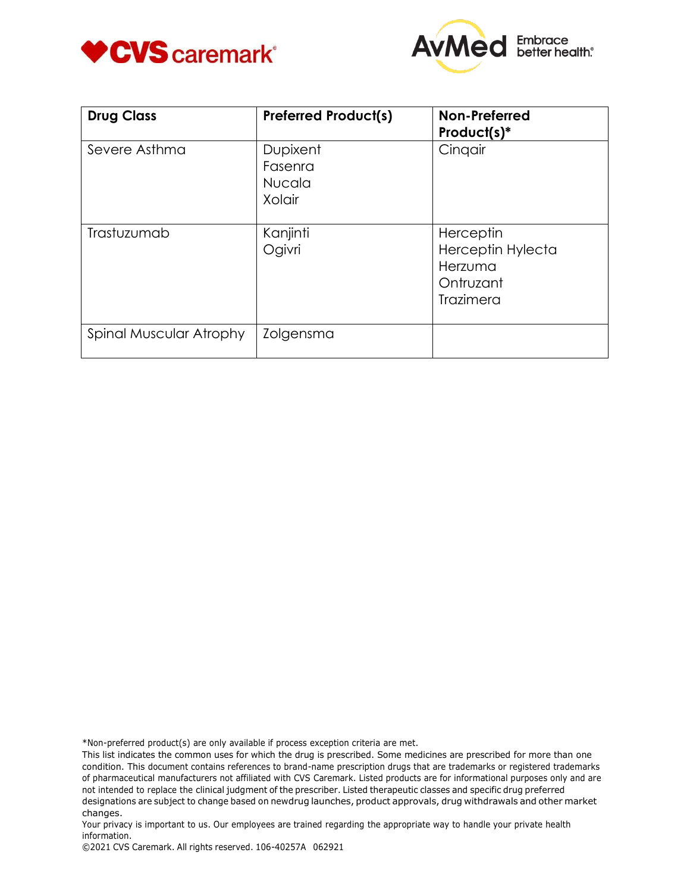| Drug Class | Preferred Product(s) | Non-Preferred Product(s)* |
|---|---|---|
| Severe Asthma | Dupixent<br>Fasenra<br>Nucala<br>Xolair | Cinqair |
| Trastuzumab | Kanjinti<br>Ogivri | Herceptin<br>Herceptin Hylecta<br>Herzuma<br>Ontruzant<br>Trazimera |
| Spinal Muscular Atrophy | Zolgensma | |

*Non-preferred product(s) are only available if process exception criteria are met.

This list indicates the common uses for which the drug is prescribed. Some medicines are prescribed for more than one condition. This document contains references to brand-name prescription drugs that are trademarks or registered trademarks of pharmaceutical manufacturers not affiliated with CVS Caremark. Listed products are for informational purposes only and are not intended to replace the clinical judgment of the prescriber. Listed therapeutic classes and specific drug preferred designations are subject to change based on newdrug launches, product approvals, drug withdrawals and other market changes.

Your privacy is important to us. Our employees are trained regarding the appropriate way to handle your private health information.

©2021 CVS Caremark. All rights reserved. 106-40257A 062921